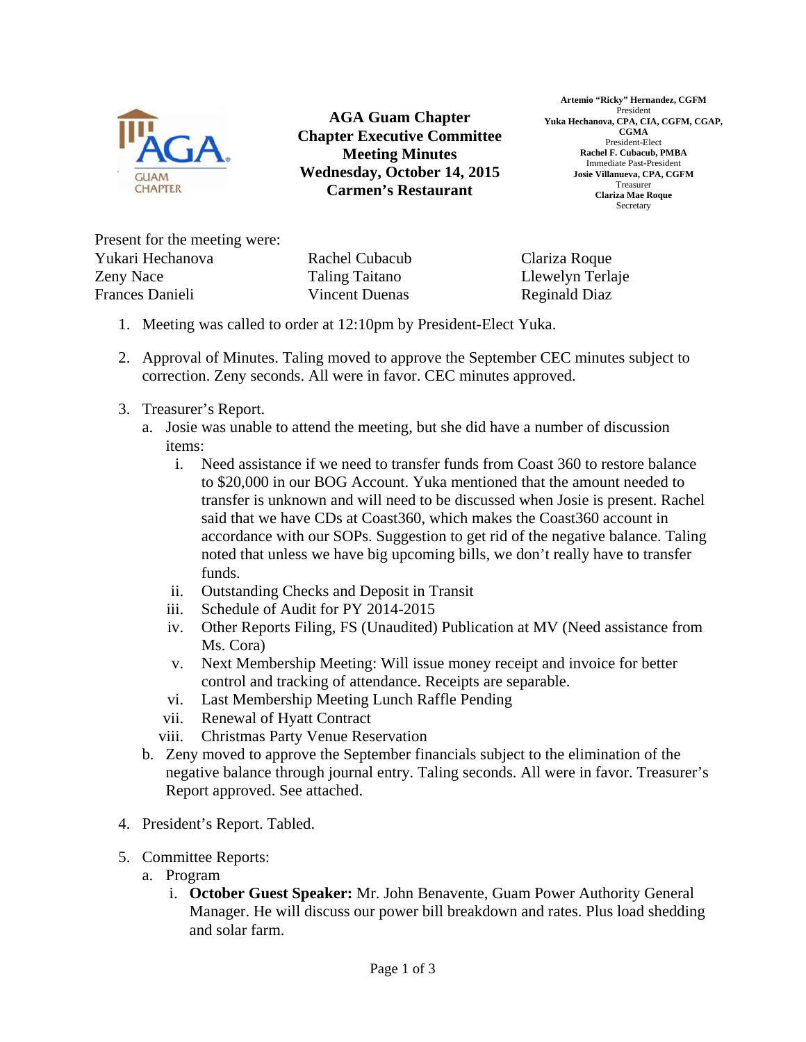**AGA Guam Chapter**
**Chapter Executive Committee**
**Meeting Minutes**
**Wednesday, October 14, 2015**
**Carmen's Restaurant**

**Artemio "Ricky" Hernandez, CGFM**
President
**Yuka Hechanova, CPA, CIA, CGFM, CGAP, CGMA**
President-Elect
**Rachel F. Cubacub, PMBA**
Immediate Past-President
**Josie Villanueva, CPA, CGFM**
Treasurer
**Clariza Mae Roque**
Secretary

Present for the meeting were:

| | | |
|---|---|---|
| Yukari Hechanova | Rachel Cubacub | Clariza Roque |
| Zeny Nace | Taling Taitano | Llewelyn Terlaje |
| Frances Danieli | Vincent Duenas | Reginald Diaz |

1. Meeting was called to order at 12:10pm by President-Elect Yuka.

2. Approval of Minutes. Taling moved to approve the September CEC minutes subject to correction. Zeny seconds. All were in favor. CEC minutes approved.

3. Treasurer's Report.
   a. Josie was unable to attend the meeting, but she did have a number of discussion items:
      i. Need assistance if we need to transfer funds from Coast 360 to restore balance to $20,000 in our BOG Account. Yuka mentioned that the amount needed to transfer is unknown and will need to be discussed when Josie is present. Rachel said that we have CDs at Coast360, which makes the Coast360 account in accordance with our SOPs. Suggestion to get rid of the negative balance. Taling noted that unless we have big upcoming bills, we don't really have to transfer funds.
      ii. Outstanding Checks and Deposit in Transit
      iii. Schedule of Audit for PY 2014-2015
      iv. Other Reports Filing, FS (Unaudited) Publication at MV (Need assistance from Ms. Cora)
      v. Next Membership Meeting: Will issue money receipt and invoice for better control and tracking of attendance. Receipts are separable.
      vi. Last Membership Meeting Lunch Raffle Pending
      vii. Renewal of Hyatt Contract
      viii. Christmas Party Venue Reservation
   b. Zeny moved to approve the September financials subject to the elimination of the negative balance through journal entry. Taling seconds. All were in favor. Treasurer's Report approved. See attached.

4. President's Report. Tabled.

5. Committee Reports:
   a. Program
      i. **October Guest Speaker:** Mr. John Benavente, Guam Power Authority General Manager. He will discuss our power bill breakdown and rates. Plus load shedding and solar farm.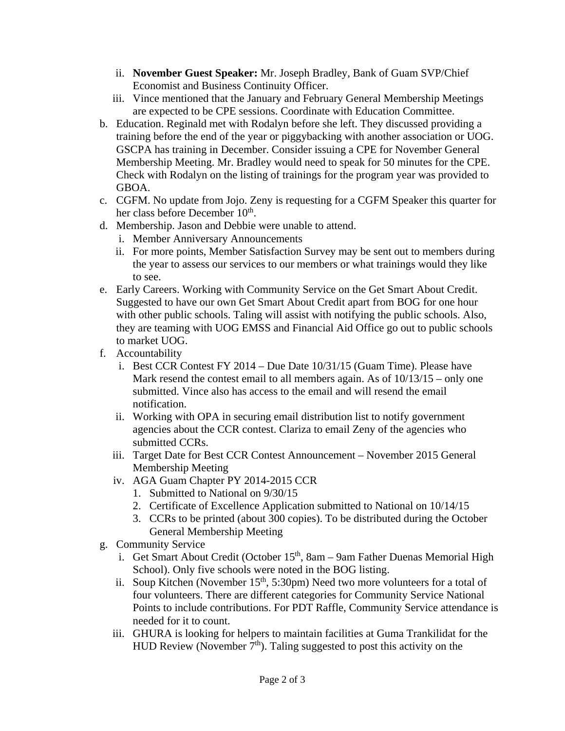ii. **November Guest Speaker:** Mr. Joseph Bradley, Bank of Guam SVP/Chief Economist and Business Continuity Officer.
   iii. Vince mentioned that the January and February General Membership Meetings are expected to be CPE sessions. Coordinate with Education Committee.

b. Education. Reginald met with Rodalyn before she left. They discussed providing a training before the end of the year or piggybacking with another association or UOG. GSCPA has training in December. Consider issuing a CPE for November General Membership Meeting. Mr. Bradley would need to speak for 50 minutes for the CPE. Check with Rodalyn on the listing of trainings for the program year was provided to GBOA.

c. CGFM. No update from Jojo. Zeny is requesting for a CGFM Speaker this quarter for her class before December 10th.

d. Membership. Jason and Debbie were unable to attend.
   i. Member Anniversary Announcements
   ii. For more points, Member Satisfaction Survey may be sent out to members during the year to assess our services to our members or what trainings would they like to see.

e. Early Careers. Working with Community Service on the Get Smart About Credit. Suggested to have our own Get Smart About Credit apart from BOG for one hour with other public schools. Taling will assist with notifying the public schools. Also, they are teaming with UOG EMSS and Financial Aid Office go out to public schools to market UOG.

f. Accountability
   i. Best CCR Contest FY 2014 – Due Date 10/31/15 (Guam Time). Please have Mark resend the contest email to all members again. As of 10/13/15 – only one submitted. Vince also has access to the email and will resend the email notification.
   ii. Working with OPA in securing email distribution list to notify government agencies about the CCR contest. Clariza to email Zeny of the agencies who submitted CCRs.
   iii. Target Date for Best CCR Contest Announcement – November 2015 General Membership Meeting
   iv. AGA Guam Chapter PY 2014-2015 CCR
      1. Submitted to National on 9/30/15
      2. Certificate of Excellence Application submitted to National on 10/14/15
      3. CCRs to be printed (about 300 copies). To be distributed during the October General Membership Meeting

g. Community Service
   i. Get Smart About Credit (October 15th, 8am – 9am Father Duenas Memorial High School). Only five schools were noted in the BOG listing.
   ii. Soup Kitchen (November 15th, 5:30pm) Need two more volunteers for a total of four volunteers. There are different categories for Community Service National Points to include contributions. For PDT Raffle, Community Service attendance is needed for it to count.
   iii. GHURA is looking for helpers to maintain facilities at Guma Trankilidat for the HUD Review (November 7th). Taling suggested to post this activity on the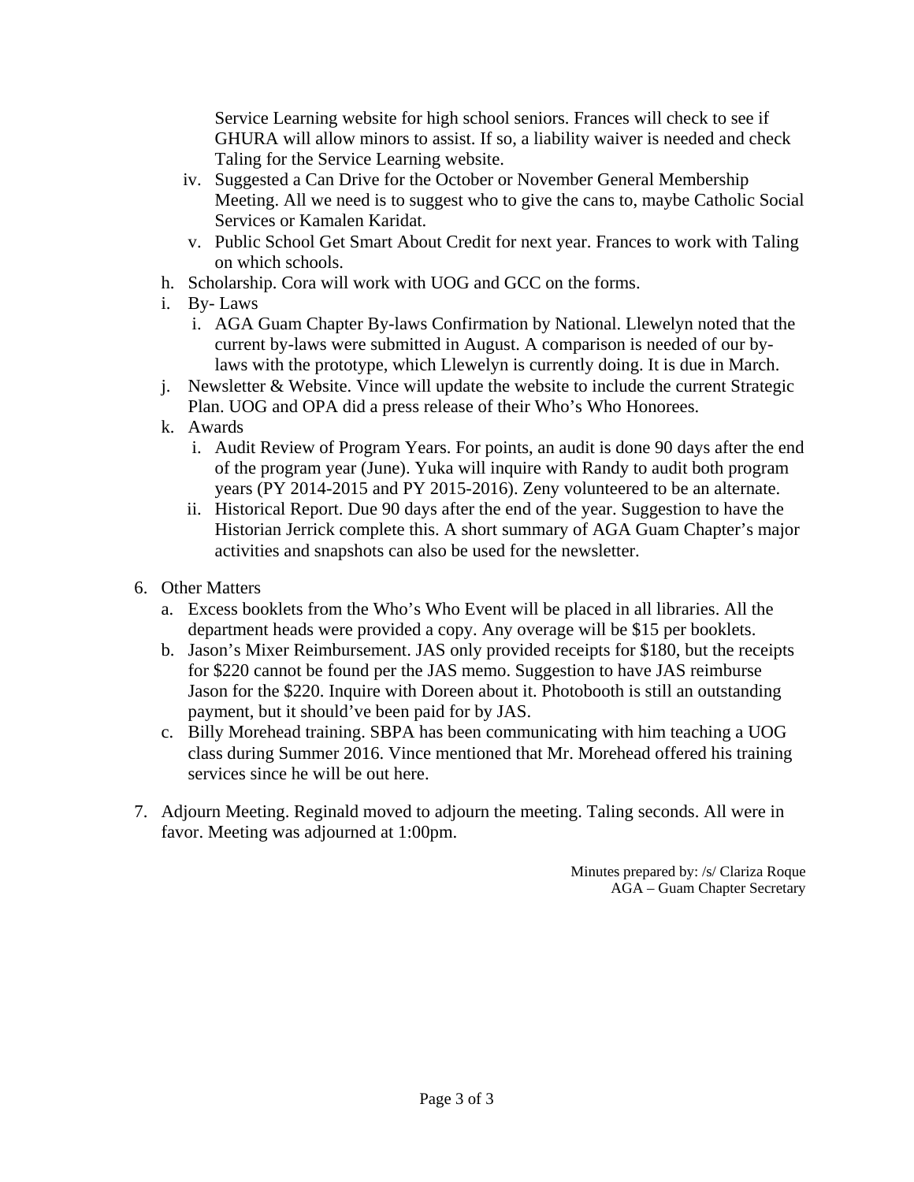Service Learning website for high school seniors. Frances will check to see if GHURA will allow minors to assist. If so, a liability waiver is needed and check Taling for the Service Learning website.

   iv. Suggested a Can Drive for the October or November General Membership Meeting. All we need is to suggest who to give the cans to, maybe Catholic Social Services or Kamalen Karidat.
   v. Public School Get Smart About Credit for next year. Frances to work with Taling on which schools.

h. Scholarship. Cora will work with UOG and GCC on the forms.
i. By- Laws
   i. AGA Guam Chapter By-laws Confirmation by National. Llewelyn noted that the current by-laws were submitted in August. A comparison is needed of our by-laws with the prototype, which Llewelyn is currently doing. It is due in March.
j. Newsletter & Website. Vince will update the website to include the current Strategic Plan. UOG and OPA did a press release of their Who's Who Honorees.
k. Awards
   i. Audit Review of Program Years. For points, an audit is done 90 days after the end of the program year (June). Yuka will inquire with Randy to audit both program years (PY 2014-2015 and PY 2015-2016). Zeny volunteered to be an alternate.
   ii. Historical Report. Due 90 days after the end of the year. Suggestion to have the Historian Jerrick complete this. A short summary of AGA Guam Chapter's major activities and snapshots can also be used for the newsletter.

6. Other Matters
   a. Excess booklets from the Who's Who Event will be placed in all libraries. All the department heads were provided a copy. Any overage will be $15 per booklets.
   b. Jason's Mixer Reimbursement. JAS only provided receipts for $180, but the receipts for $220 cannot be found per the JAS memo. Suggestion to have JAS reimburse Jason for the $220. Inquire with Doreen about it. Photobooth is still an outstanding payment, but it should've been paid for by JAS.
   c. Billy Morehead training. SBPA has been communicating with him teaching a UOG class during Summer 2016. Vince mentioned that Mr. Morehead offered his training services since he will be out here.

7. Adjourn Meeting. Reginald moved to adjourn the meeting. Taling seconds. All were in favor. Meeting was adjourned at 1:00pm.

Minutes prepared by: /s/ Clariza Roque
AGA – Guam Chapter Secretary